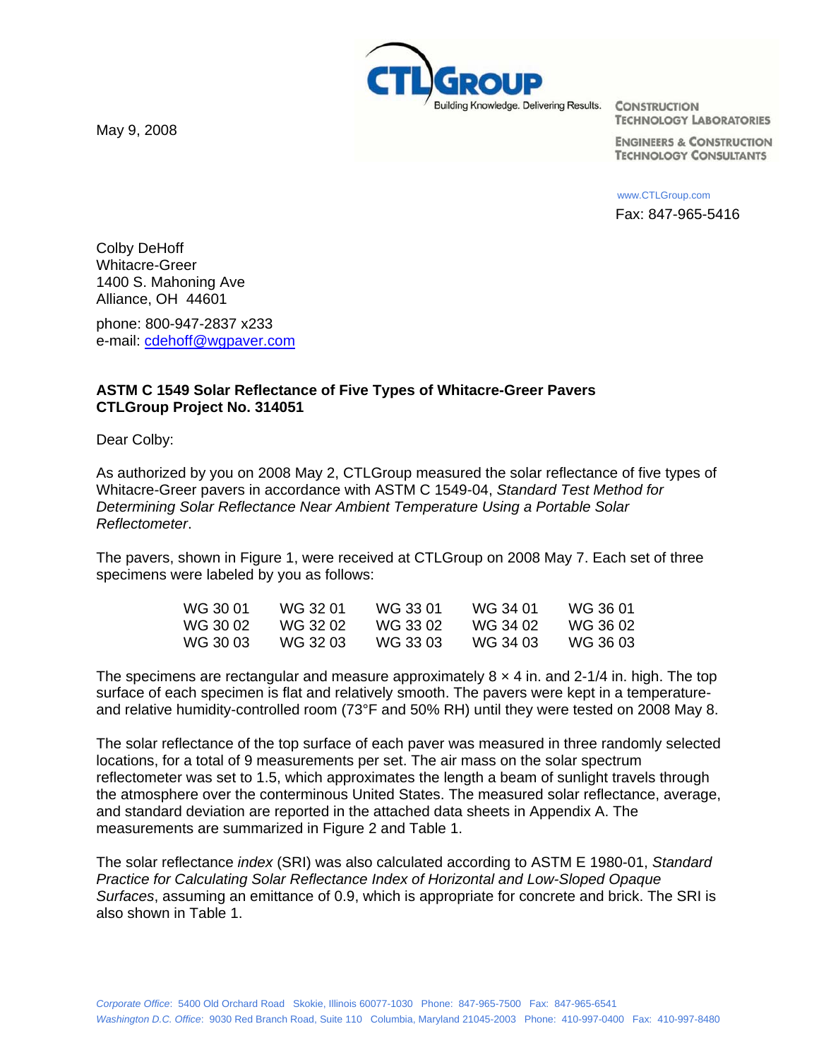May 9, 2008

**CTLGroup**
Building Knowledge. Delivering Results.

CONSTRUCTION TECHNOLOGY LABORATORIES

ENGINEERS & CONSTRUCTION TECHNOLOGY CONSULTANTS

www.CTLGroup.com
Fax: 847-965-5416

Colby DeHoff
Whitacre-Greer
1400 S. Mahoning Ave
Alliance, OH 44601

phone: 800-947-2837 x233
e-mail: cdehoff@wgpaver.com

**ASTM C 1549 Solar Reflectance of Five Types of Whitacre-Greer Pavers**
**CTLGroup Project No. 314051**

Dear Colby:

As authorized by you on 2008 May 2, CTLGroup measured the solar reflectance of five types of Whitacre-Greer pavers in accordance with ASTM C 1549-04, *Standard Test Method for Determining Solar Reflectance Near Ambient Temperature Using a Portable Solar Reflectometer*.

The pavers, shown in Figure 1, were received at CTLGroup on 2008 May 7. Each set of three specimens were labeled by you as follows:

| | | | | |
|---|---|---|---|---|
| WG 30 01 | WG 32 01 | WG 33 01 | WG 34 01 | WG 36 01 |
| WG 30 02 | WG 32 02 | WG 33 02 | WG 34 02 | WG 36 02 |
| WG 30 03 | WG 32 03 | WG 33 03 | WG 34 03 | WG 36 03 |

The specimens are rectangular and measure approximately 8 × 4 in. and 2-1/4 in. high. The top surface of each specimen is flat and relatively smooth. The pavers were kept in a temperature- and relative humidity-controlled room (73°F and 50% RH) until they were tested on 2008 May 8.

The solar reflectance of the top surface of each paver was measured in three randomly selected locations, for a total of 9 measurements per set. The air mass on the solar spectrum reflectometer was set to 1.5, which approximates the length a beam of sunlight travels through the atmosphere over the conterminous United States. The measured solar reflectance, average, and standard deviation are reported in the attached data sheets in Appendix A. The measurements are summarized in Figure 2 and Table 1.

The solar reflectance *index* (SRI) was also calculated according to ASTM E 1980-01, *Standard Practice for Calculating Solar Reflectance Index of Horizontal and Low-Sloped Opaque Surfaces*, assuming an emittance of 0.9, which is appropriate for concrete and brick. The SRI is also shown in Table 1.

*Corporate Office*: 5400 Old Orchard Road Skokie, Illinois 60077-1030 Phone: 847-965-7500 Fax: 847-965-6541
*Washington D.C. Office*: 9030 Red Branch Road, Suite 110 Columbia, Maryland 21045-2003 Phone: 410-997-0400 Fax: 410-997-8480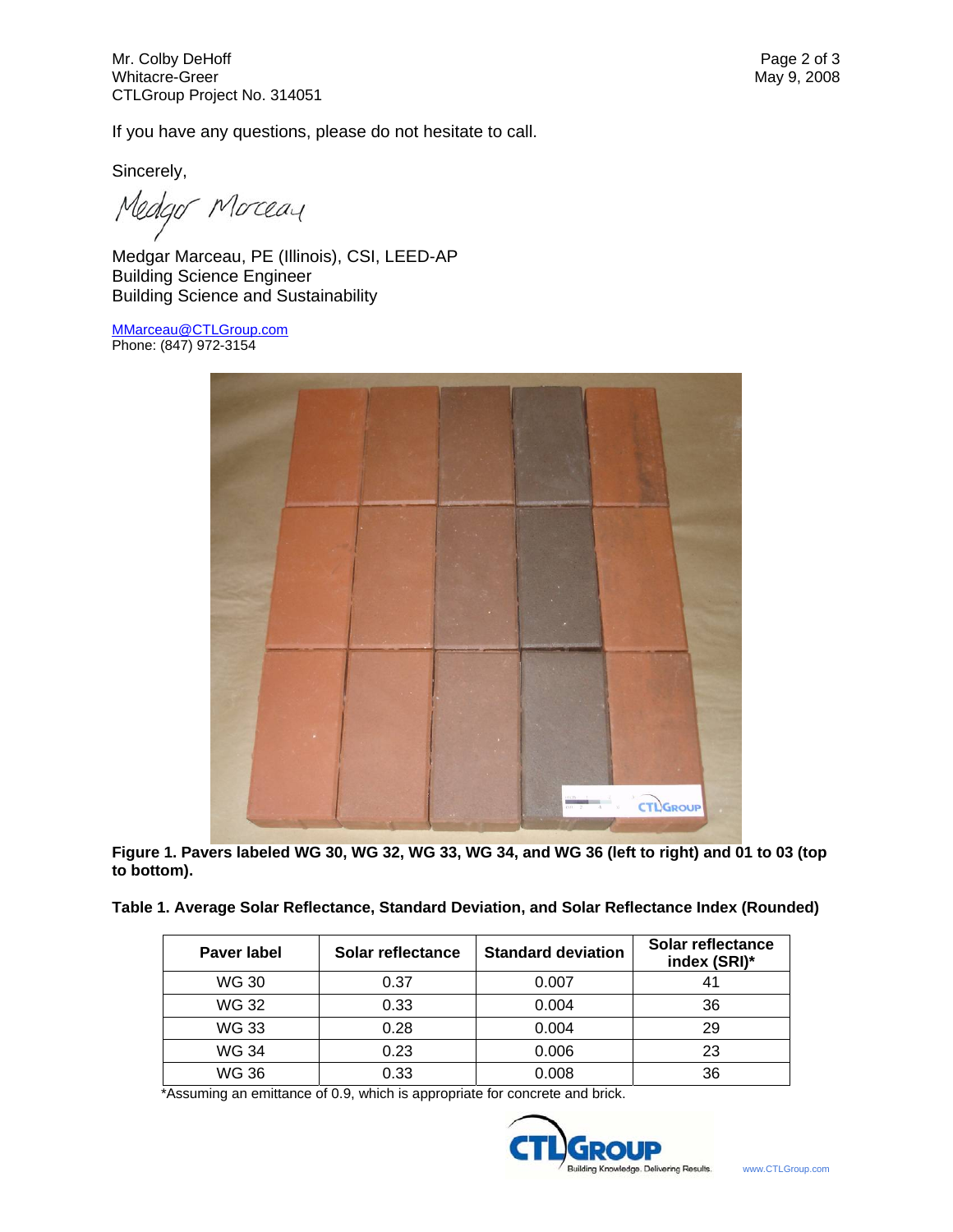Mr. Colby DeHoff
Whitacre-Greer
CTLGroup Project No. 314051

If you have any questions, please do not hesitate to call.

Sincerely,

Medgar Marceau, PE (Illinois), CSI, LEED-AP
Building Science Engineer
Building Science and Sustainability

MMarceau@CTLGroup.com
Phone: (847) 972-3154

**Figure 1. Pavers labeled WG 30, WG 32, WG 33, WG 34, and WG 36 (left to right) and 01 to 03 (top to bottom).**

**Table 1. Average Solar Reflectance, Standard Deviation, and Solar Reflectance Index (Rounded)**

| Paver label | Solar reflectance | Standard deviation | Solar reflectance index (SRI)* |
|---|---|---|---|
| WG 30 | 0.37 | 0.007 | 41 |
| WG 32 | 0.33 | 0.004 | 36 |
| WG 33 | 0.28 | 0.004 | 29 |
| WG 34 | 0.23 | 0.006 | 23 |
| WG 36 | 0.33 | 0.008 | 36 |

*Assuming an emittance of 0.9, which is appropriate for concrete and brick.

CTLGroup — Building Knowledge. Delivering Results.

www.CTLGroup.com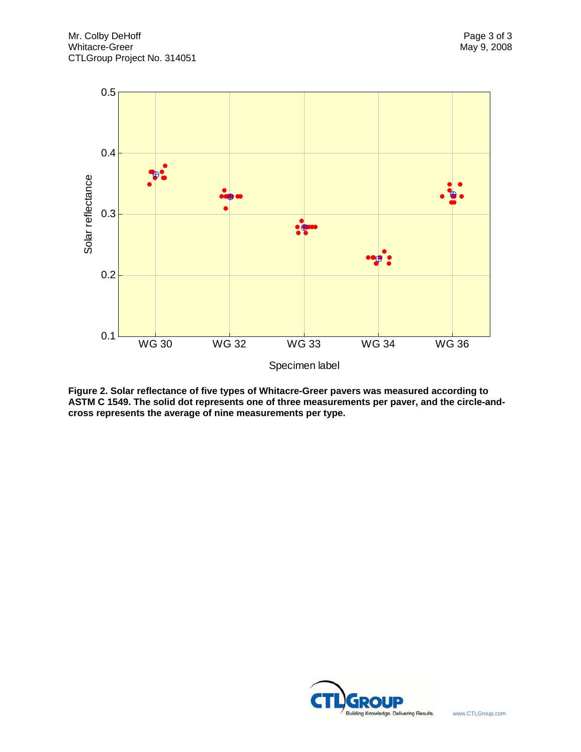**Figure 2. Solar reflectance of five types of Whitacre-Greer pavers was measured according to ASTM C 1549. The solid dot represents one of three measurements per paver, and the circle-and-cross represents the average of nine measurements per type.**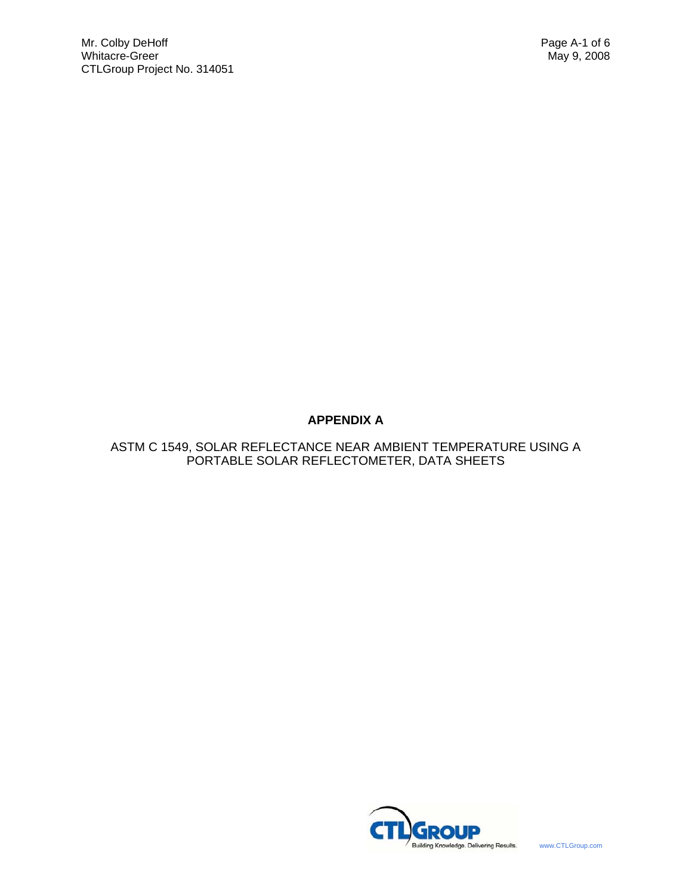# APPENDIX A

ASTM C 1549, SOLAR REFLECTANCE NEAR AMBIENT TEMPERATURE USING A PORTABLE SOLAR REFLECTOMETER, DATA SHEETS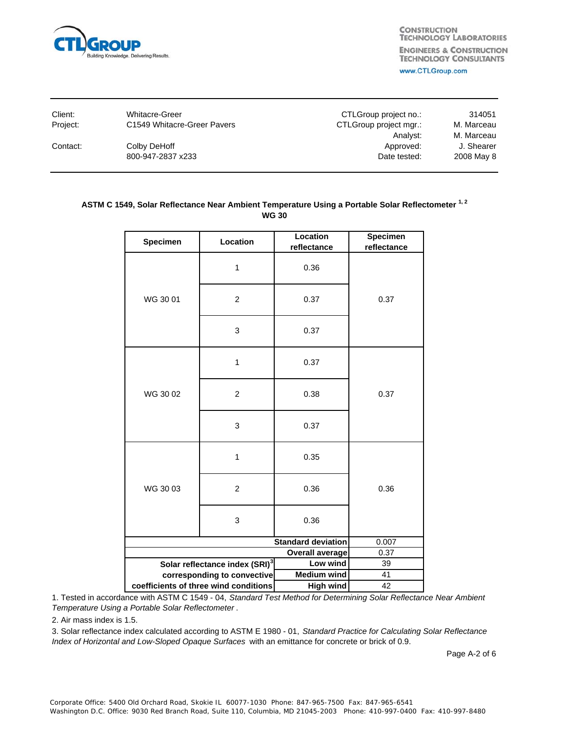| Client: | Whitacre-Greer | CTLGroup project no.: | 314051 |
|---|---|---|---|
| Project: | C1549 Whitacre-Greer Pavers | CTLGroup project mgr.: | M. Marceau |
| | | Analyst: | M. Marceau |
| Contact: | Colby DeHoff | Approved: | J. Shearer |
| | 800-947-2837 x233 | Date tested: | 2008 May 8 |

**ASTM C 1549, Solar Reflectance Near Ambient Temperature Using a Portable Solar Reflectometer [1, 2]**
**WG 30**

| Specimen | Location | Location reflectance | Specimen reflectance |
|---|---|---|---|
| WG 30 01 | 1 | 0.36 | 0.37 |
| | 2 | 0.37 | |
| | 3 | 0.37 | |
| WG 30 02 | 1 | 0.37 | 0.37 |
| | 2 | 0.38 | |
| | 3 | 0.37 | |
| WG 30 03 | 1 | 0.35 | 0.36 |
| | 2 | 0.36 | |
| | 3 | 0.36 | |
| | | **Standard deviation** | 0.007 |
| | | **Overall average** | 0.37 |
| **Solar reflectance index (SRI)[3] corresponding to convective coefficients of three wind conditions** | | **Low wind** | 39 |
| | | **Medium wind** | 41 |
| | | **High wind** | 42 |

1. Tested in accordance with ASTM C 1549 - 04, *Standard Test Method for Determining Solar Reflectance Near Ambient Temperature Using a Portable Solar Reflectometer* .

2. Air mass index is 1.5.

3. Solar reflectance index calculated according to ASTM E 1980 - 01, *Standard Practice for Calculating Solar Reflectance Index of Horizontal and Low-Sloped Opaque Surfaces* with an emittance for concrete or brick of 0.9.

Page A-2 of 6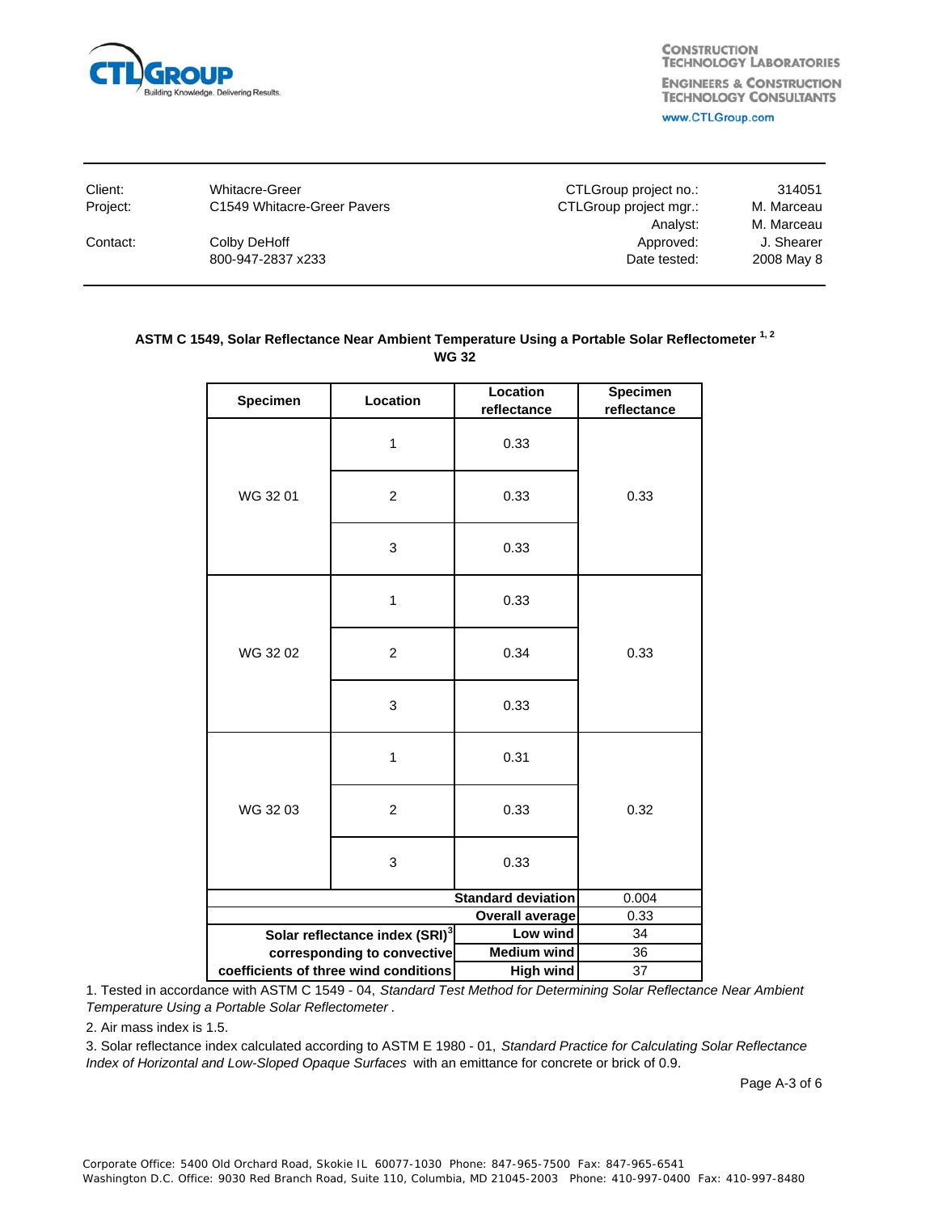CTLGROUP
Building Knowledge. Delivering Results.

CONSTRUCTION TECHNOLOGY LABORATORIES
ENGINEERS & CONSTRUCTION TECHNOLOGY CONSULTANTS
www.CTLGroup.com

| | | | |
|---|---|---|---|
| Client: | Whitacre-Greer | CTLGroup project no.: | 314051 |
| Project: | C1549 Whitacre-Greer Pavers | CTLGroup project mgr.: | M. Marceau |
| | | Analyst: | M. Marceau |
| Contact: | Colby DeHoff | Approved: | J. Shearer |
| | 800-947-2837 x233 | Date tested: | 2008 May 8 |

**ASTM C 1549, Solar Reflectance Near Ambient Temperature Using a Portable Solar Reflectometer [1, 2]**
**WG 32**

| Specimen | Location | Location reflectance | Specimen reflectance |
|---|---|---|---|
| WG 32 01 | 1 | 0.33 | 0.33 |
| | 2 | 0.33 | |
| | 3 | 0.33 | |
| WG 32 02 | 1 | 0.33 | 0.33 |
| | 2 | 0.34 | |
| | 3 | 0.33 | |
| WG 32 03 | 1 | 0.31 | 0.32 |
| | 2 | 0.33 | |
| | 3 | 0.33 | |
| | | **Standard deviation** | 0.004 |
| | | **Overall average** | 0.33 |
| **Solar reflectance index (SRI)[3] corresponding to convective coefficients of three wind conditions** | | **Low wind** | 34 |
| | | **Medium wind** | 36 |
| | | **High wind** | 37 |

1. Tested in accordance with ASTM C 1549 - 04, *Standard Test Method for Determining Solar Reflectance Near Ambient Temperature Using a Portable Solar Reflectometer* .

2. Air mass index is 1.5.

3. Solar reflectance index calculated according to ASTM E 1980 - 01, *Standard Practice for Calculating Solar Reflectance Index of Horizontal and Low-Sloped Opaque Surfaces* with an emittance for concrete or brick of 0.9.

Corporate Office: 5400 Old Orchard Road, Skokie IL 60077-1030 Phone: 847-965-7500 Fax: 847-965-6541
Washington D.C. Office: 9030 Red Branch Road, Suite 110, Columbia, MD 21045-2003 Phone: 410-997-0400 Fax: 410-997-8480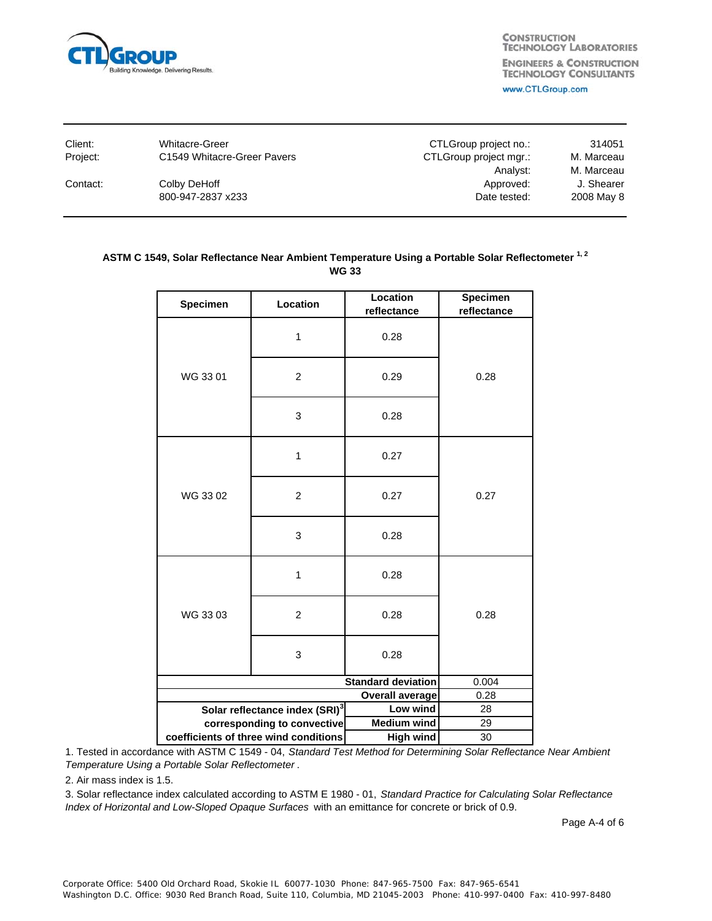| Client: | Whitacre-Greer | CTLGroup project no.: | 314051 |
|---|---|---|---|
| Project: | C1549 Whitacre-Greer Pavers | CTLGroup project mgr.: | M. Marceau |
| | | Analyst: | M. Marceau |
| Contact: | Colby DeHoff | Approved: | J. Shearer |
| | 800-947-2837 x233 | Date tested: | 2008 May 8 |

**ASTM C 1549, Solar Reflectance Near Ambient Temperature Using a Portable Solar Reflectometer [1, 2]**
**WG 33**

| Specimen | Location | Location reflectance | Specimen reflectance |
|---|---|---|---|
| WG 33 01 | 1 | 0.28 | 0.28 |
| | 2 | 0.29 | |
| | 3 | 0.28 | |
| WG 33 02 | 1 | 0.27 | 0.27 |
| | 2 | 0.27 | |
| | 3 | 0.28 | |
| WG 33 03 | 1 | 0.28 | 0.28 |
| | 2 | 0.28 | |
| | 3 | 0.28 | |
| | | **Standard deviation** | 0.004 |
| | | **Overall average** | 0.28 |
| **Solar reflectance index (SRI)[3] corresponding to convective coefficients of three wind conditions** | | **Low wind** | 28 |
| | | **Medium wind** | 29 |
| | | **High wind** | 30 |

1. Tested in accordance with ASTM C 1549 - 04, *Standard Test Method for Determining Solar Reflectance Near Ambient Temperature Using a Portable Solar Reflectometer* .

2. Air mass index is 1.5.

3. Solar reflectance index calculated according to ASTM E 1980 - 01, *Standard Practice for Calculating Solar Reflectance Index of Horizontal and Low-Sloped Opaque Surfaces* with an emittance for concrete or brick of 0.9.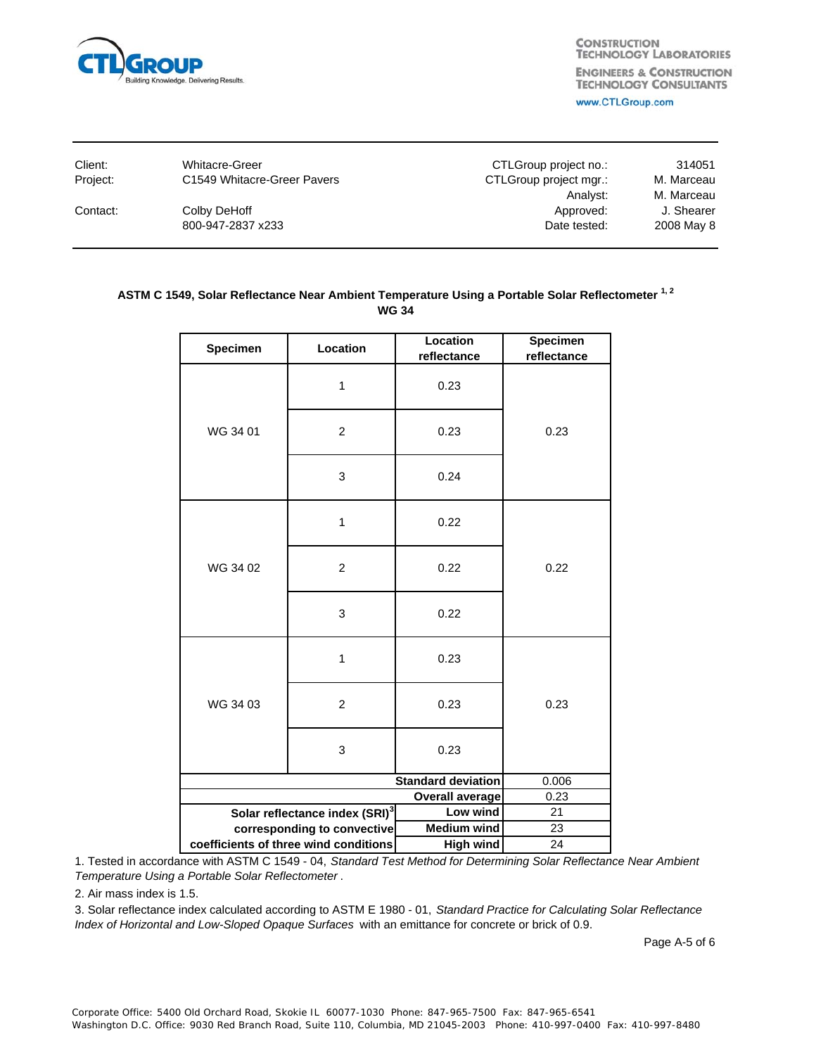CTLGROUP
Building Knowledge. Delivering Results.

CONSTRUCTION TECHNOLOGY LABORATORIES
ENGINEERS & CONSTRUCTION TECHNOLOGY CONSULTANTS
www.CTLGroup.com

| | | | |
|---|---|---|---|
| Client: | Whitacre-Greer | CTLGroup project no.: | 314051 |
| Project: | C1549 Whitacre-Greer Pavers | CTLGroup project mgr.: | M. Marceau |
| | | Analyst: | M. Marceau |
| Contact: | Colby DeHoff | Approved: | J. Shearer |
| | 800-947-2837 x233 | Date tested: | 2008 May 8 |

**ASTM C 1549, Solar Reflectance Near Ambient Temperature Using a Portable Solar Reflectometer [1, 2]**
**WG 34**

| Specimen | Location | Location reflectance | Specimen reflectance |
|---|---|---|---|
| WG 34 01 | 1 | 0.23 | 0.23 |
| | 2 | 0.23 | |
| | 3 | 0.24 | |
| WG 34 02 | 1 | 0.22 | 0.22 |
| | 2 | 0.22 | |
| | 3 | 0.22 | |
| WG 34 03 | 1 | 0.23 | 0.23 |
| | 2 | 0.23 | |
| | 3 | 0.23 | |
| | | **Standard deviation** | 0.006 |
| | | **Overall average** | 0.23 |
| **Solar reflectance index (SRI)[3] corresponding to convective coefficients of three wind conditions** | | **Low wind** | 21 |
| | | **Medium wind** | 23 |
| | | **High wind** | 24 |

1. Tested in accordance with ASTM C 1549 - 04, *Standard Test Method for Determining Solar Reflectance Near Ambient Temperature Using a Portable Solar Reflectometer* .

2. Air mass index is 1.5.

3. Solar reflectance index calculated according to ASTM E 1980 - 01, *Standard Practice for Calculating Solar Reflectance Index of Horizontal and Low-Sloped Opaque Surfaces* with an emittance for concrete or brick of 0.9.

Corporate Office: 5400 Old Orchard Road, Skokie IL 60077-1030 Phone: 847-965-7500 Fax: 847-965-6541
Washington D.C. Office: 9030 Red Branch Road, Suite 110, Columbia, MD 21045-2003 Phone: 410-997-0400 Fax: 410-997-8480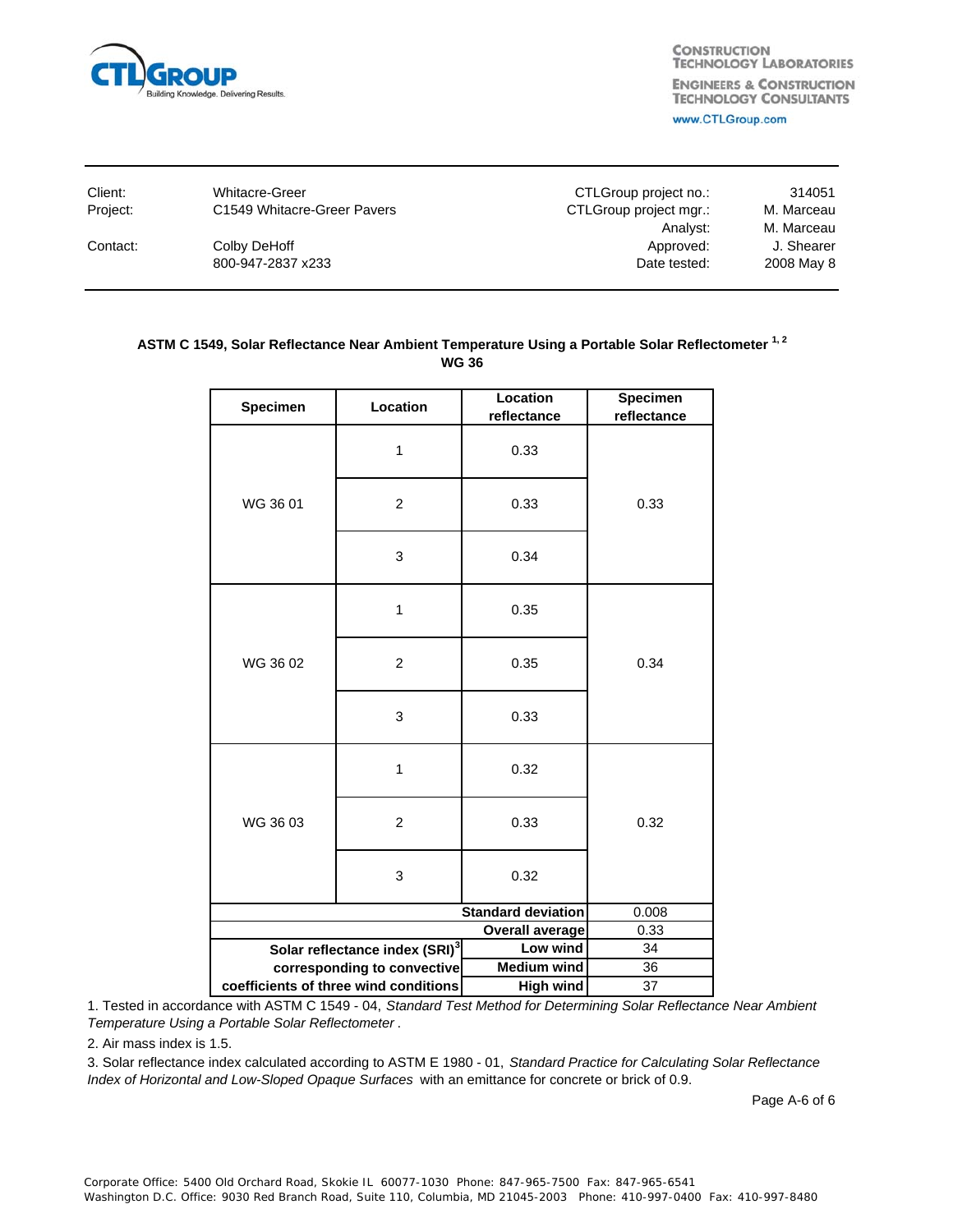CTLGROUP
Building Knowledge. Delivering Results.

CONSTRUCTION TECHNOLOGY LABORATORIES
ENGINEERS & CONSTRUCTION TECHNOLOGY CONSULTANTS
www.CTLGroup.com

| | | | |
|---|---|---|---|
| Client: | Whitacre-Greer | CTLGroup project no.: | 314051 |
| Project: | C1549 Whitacre-Greer Pavers | CTLGroup project mgr.: | M. Marceau |
| | | Analyst: | M. Marceau |
| Contact: | Colby DeHoff | Approved: | J. Shearer |
| | 800-947-2837 x233 | Date tested: | 2008 May 8 |

**ASTM C 1549, Solar Reflectance Near Ambient Temperature Using a Portable Solar Reflectometer [1, 2]**
**WG 36**

| Specimen | Location | Location reflectance | Specimen reflectance |
|---|---|---|---|
| WG 36 01 | 1 | 0.33 | 0.33 |
| | 2 | 0.33 | |
| | 3 | 0.34 | |
| WG 36 02 | 1 | 0.35 | 0.34 |
| | 2 | 0.35 | |
| | 3 | 0.33 | |
| WG 36 03 | 1 | 0.32 | 0.32 |
| | 2 | 0.33 | |
| | 3 | 0.32 | |
| | | **Standard deviation** | 0.008 |
| | | **Overall average** | 0.33 |
| **Solar reflectance index (SRI)[3] corresponding to convective coefficients of three wind conditions** | | **Low wind** | 34 |
| | | **Medium wind** | 36 |
| | | **High wind** | 37 |

1. Tested in accordance with ASTM C 1549 - 04, *Standard Test Method for Determining Solar Reflectance Near Ambient Temperature Using a Portable Solar Reflectometer* .

2. Air mass index is 1.5.

3. Solar reflectance index calculated according to ASTM E 1980 - 01, *Standard Practice for Calculating Solar Reflectance Index of Horizontal and Low-Sloped Opaque Surfaces* with an emittance for concrete or brick of 0.9.

Page A-6 of 6

Corporate Office: 5400 Old Orchard Road, Skokie IL 60077-1030 Phone: 847-965-7500 Fax: 847-965-6541
Washington D.C. Office: 9030 Red Branch Road, Suite 110, Columbia, MD 21045-2003 Phone: 410-997-0400 Fax: 410-997-8480